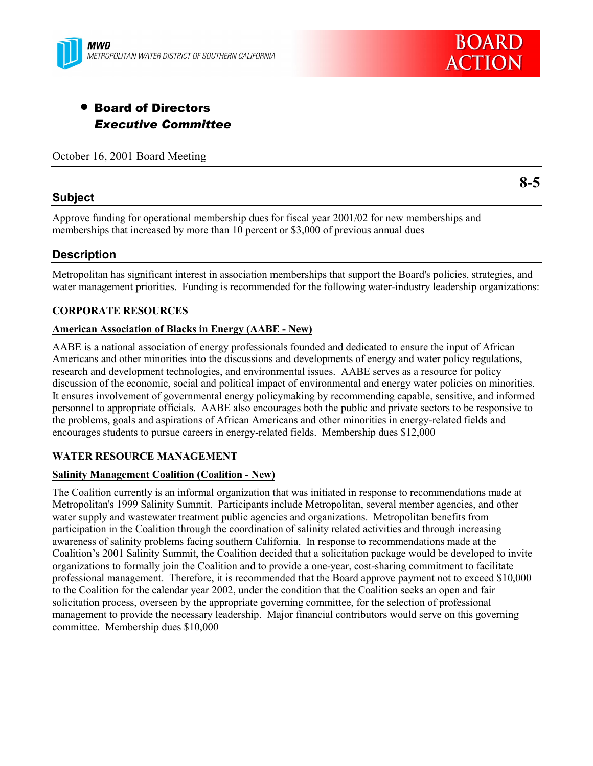MWD
METROPOLITAN WATER DISTRICT OF SOUTHERN CALIFORNIA

BOARD ACTION

- **Board of Directors**
  ***Executive Committee***

October 16, 2001 Board Meeting

**8-5**

## Subject

Approve funding for operational membership dues for fiscal year 2001/02 for new memberships and memberships that increased by more than 10 percent or $3,000 of previous annual dues

## Description

Metropolitan has significant interest in association memberships that support the Board's policies, strategies, and water management priorities. Funding is recommended for the following water-industry leadership organizations:

**CORPORATE RESOURCES**

**American Association of Blacks in Energy (AABE - New)**

AABE is a national association of energy professionals founded and dedicated to ensure the input of African Americans and other minorities into the discussions and developments of energy and water policy regulations, research and development technologies, and environmental issues. AABE serves as a resource for policy discussion of the economic, social and political impact of environmental and energy water policies on minorities. It ensures involvement of governmental energy policymaking by recommending capable, sensitive, and informed personnel to appropriate officials. AABE also encourages both the public and private sectors to be responsive to the problems, goals and aspirations of African Americans and other minorities in energy-related fields and encourages students to pursue careers in energy-related fields. Membership dues $12,000

**WATER RESOURCE MANAGEMENT**

**Salinity Management Coalition (Coalition - New)**

The Coalition currently is an informal organization that was initiated in response to recommendations made at Metropolitan's 1999 Salinity Summit. Participants include Metropolitan, several member agencies, and other water supply and wastewater treatment public agencies and organizations. Metropolitan benefits from participation in the Coalition through the coordination of salinity related activities and through increasing awareness of salinity problems facing southern California. In response to recommendations made at the Coalition's 2001 Salinity Summit, the Coalition decided that a solicitation package would be developed to invite organizations to formally join the Coalition and to provide a one-year, cost-sharing commitment to facilitate professional management. Therefore, it is recommended that the Board approve payment not to exceed $10,000 to the Coalition for the calendar year 2002, under the condition that the Coalition seeks an open and fair solicitation process, overseen by the appropriate governing committee, for the selection of professional management to provide the necessary leadership. Major financial contributors would serve on this governing committee. Membership dues $10,000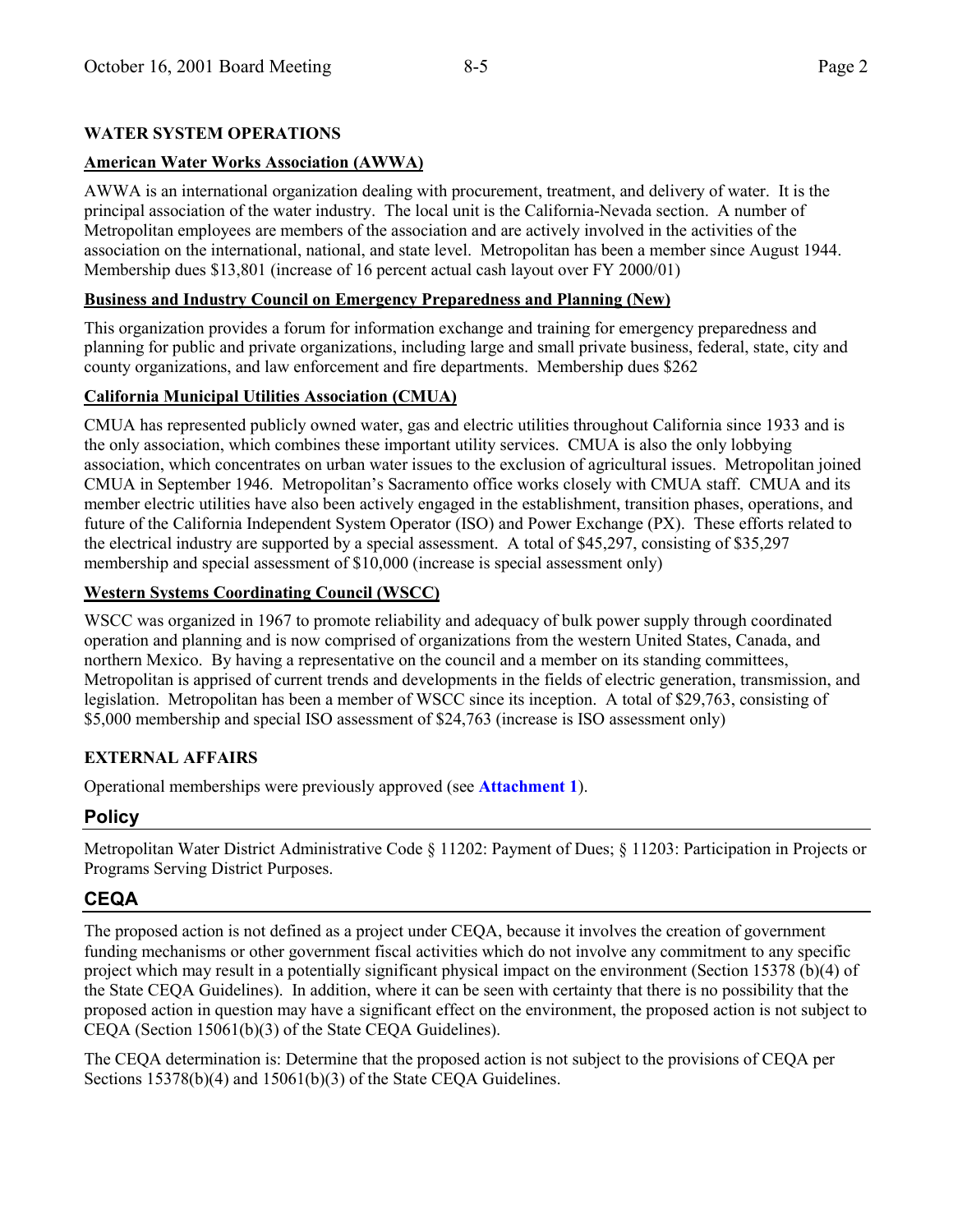**WATER SYSTEM OPERATIONS**

**American Water Works Association (AWWA)**

AWWA is an international organization dealing with procurement, treatment, and delivery of water. It is the principal association of the water industry. The local unit is the California-Nevada section. A number of Metropolitan employees are members of the association and are actively involved in the activities of the association on the international, national, and state level. Metropolitan has been a member since August 1944. Membership dues $13,801 (increase of 16 percent actual cash layout over FY 2000/01)

**Business and Industry Council on Emergency Preparedness and Planning (New)**

This organization provides a forum for information exchange and training for emergency preparedness and planning for public and private organizations, including large and small private business, federal, state, city and county organizations, and law enforcement and fire departments. Membership dues $262

**California Municipal Utilities Association (CMUA)**

CMUA has represented publicly owned water, gas and electric utilities throughout California since 1933 and is the only association, which combines these important utility services. CMUA is also the only lobbying association, which concentrates on urban water issues to the exclusion of agricultural issues. Metropolitan joined CMUA in September 1946. Metropolitan's Sacramento office works closely with CMUA staff. CMUA and its member electric utilities have also been actively engaged in the establishment, transition phases, operations, and future of the California Independent System Operator (ISO) and Power Exchange (PX). These efforts related to the electrical industry are supported by a special assessment. A total of $45,297, consisting of $35,297 membership and special assessment of $10,000 (increase is special assessment only)

**Western Systems Coordinating Council (WSCC)**

WSCC was organized in 1967 to promote reliability and adequacy of bulk power supply through coordinated operation and planning and is now comprised of organizations from the western United States, Canada, and northern Mexico. By having a representative on the council and a member on its standing committees, Metropolitan is apprised of current trends and developments in the fields of electric generation, transmission, and legislation. Metropolitan has been a member of WSCC since its inception. A total of $29,763, consisting of $5,000 membership and special ISO assessment of $24,763 (increase is ISO assessment only)

**EXTERNAL AFFAIRS**

Operational memberships were previously approved (see **Attachment 1**).

## Policy

Metropolitan Water District Administrative Code § 11202: Payment of Dues; § 11203: Participation in Projects or Programs Serving District Purposes.

## CEQA

The proposed action is not defined as a project under CEQA, because it involves the creation of government funding mechanisms or other government fiscal activities which do not involve any commitment to any specific project which may result in a potentially significant physical impact on the environment (Section 15378 (b)(4) of the State CEQA Guidelines). In addition, where it can be seen with certainty that there is no possibility that the proposed action in question may have a significant effect on the environment, the proposed action is not subject to CEQA (Section 15061(b)(3) of the State CEQA Guidelines).

The CEQA determination is: Determine that the proposed action is not subject to the provisions of CEQA per Sections 15378(b)(4) and 15061(b)(3) of the State CEQA Guidelines.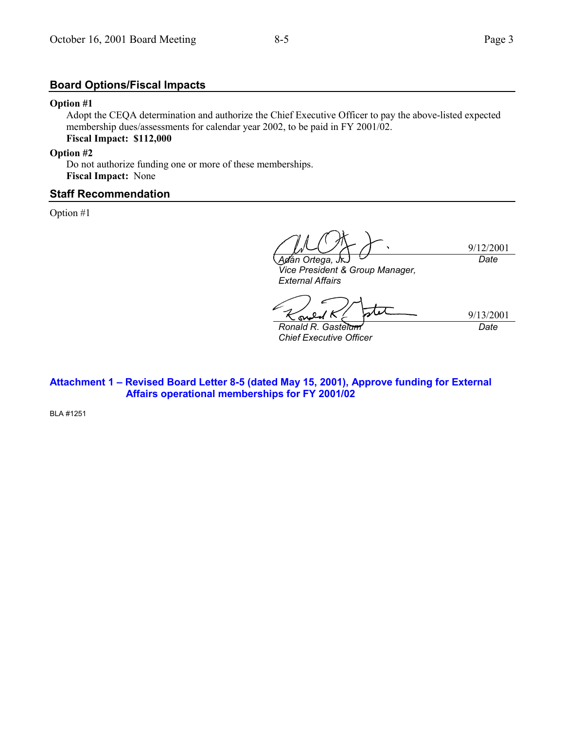## Board Options/Fiscal Impacts

**Option #1**

Adopt the CEQA determination and authorize the Chief Executive Officer to pay the above-listed expected membership dues/assessments for calendar year 2002, to be paid in FY 2001/02.

**Fiscal Impact: $112,000**

**Option #2**

Do not authorize funding one or more of these memberships.

**Fiscal Impact:** None

## Staff Recommendation

Option #1

| | |
|---|---|
| *Adán Ortega, Jr.*<br>*Vice President & Group Manager, External Affairs* | 9/12/2001<br>*Date* |
| *Ronald R. Gastelum*<br>*Chief Executive Officer* | 9/13/2001<br>*Date* |

**Attachment 1 – Revised Board Letter 8-5 (dated May 15, 2001), Approve funding for External Affairs operational memberships for FY 2001/02**

BLA #1251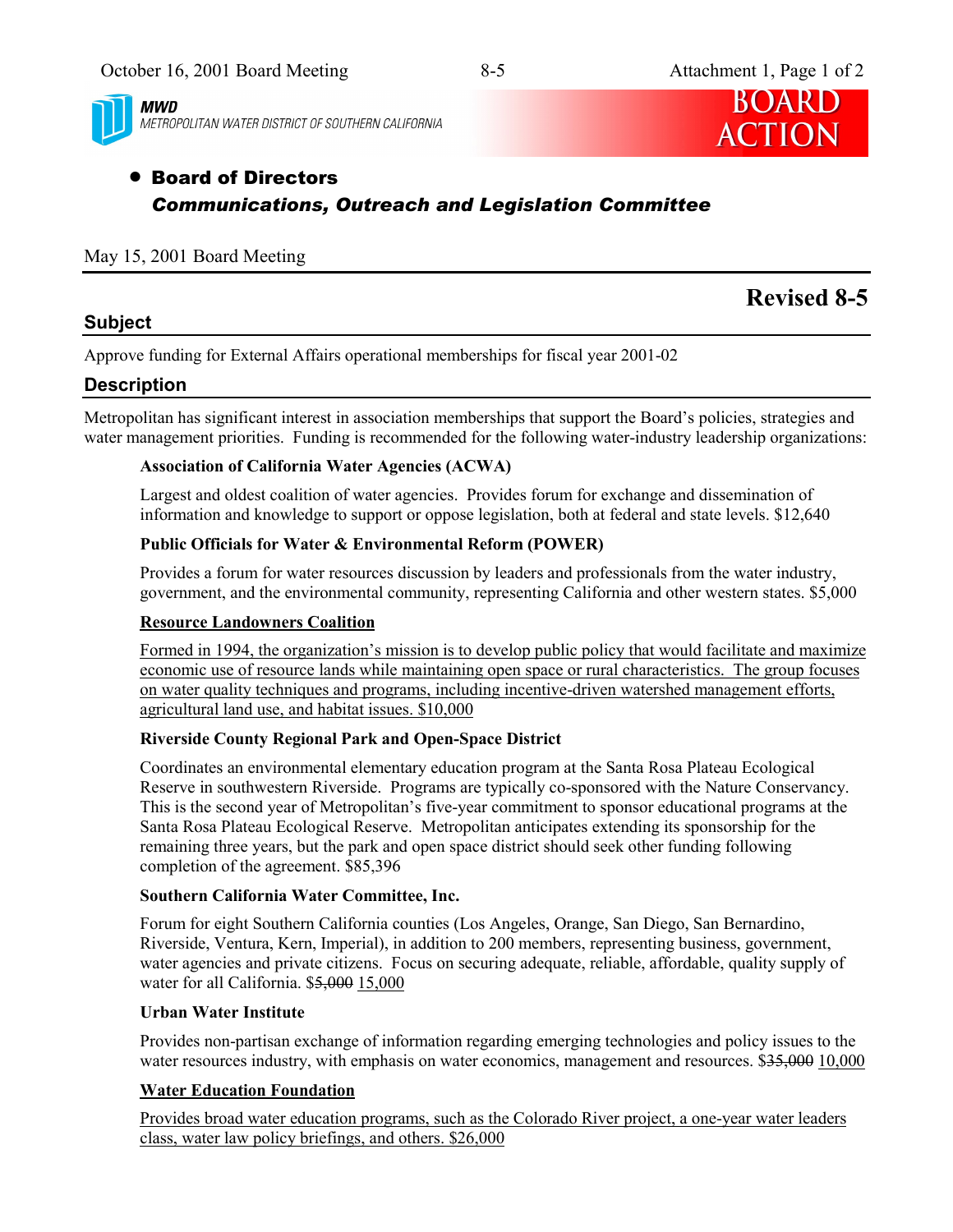**MWD**
METROPOLITAN WATER DISTRICT OF SOUTHERN CALIFORNIA

**BOARD ACTION**

- **Board of Directors**
  ***Communications, Outreach and Legislation Committee***

May 15, 2001 Board Meeting

# Revised 8-5

## Subject

Approve funding for External Affairs operational memberships for fiscal year 2001-02

## Description

Metropolitan has significant interest in association memberships that support the Board's policies, strategies and water management priorities. Funding is recommended for the following water-industry leadership organizations:

**Association of California Water Agencies (ACWA)**

Largest and oldest coalition of water agencies. Provides forum for exchange and dissemination of information and knowledge to support or oppose legislation, both at federal and state levels. $12,640

**Public Officials for Water & Environmental Reform (POWER)**

Provides a forum for water resources discussion by leaders and professionals from the water industry, government, and the environmental community, representing California and other western states. $5,000

<u>**Resource Landowners Coalition**</u>

<u>Formed in 1994, the organization's mission is to develop public policy that would facilitate and maximize economic use of resource lands while maintaining open space or rural characteristics. The group focuses on water quality techniques and programs, including incentive-driven watershed management efforts, agricultural land use, and habitat issues. $10,000</u>

**Riverside County Regional Park and Open-Space District**

Coordinates an environmental elementary education program at the Santa Rosa Plateau Ecological Reserve in southwestern Riverside. Programs are typically co-sponsored with the Nature Conservancy. This is the second year of Metropolitan's five-year commitment to sponsor educational programs at the Santa Rosa Plateau Ecological Reserve. Metropolitan anticipates extending its sponsorship for the remaining three years, but the park and open space district should seek other funding following completion of the agreement. $85,396

**Southern California Water Committee, Inc.**

Forum for eight Southern California counties (Los Angeles, Orange, San Diego, San Bernardino, Riverside, Ventura, Kern, Imperial), in addition to 200 members, representing business, government, water agencies and private citizens. Focus on securing adequate, reliable, affordable, quality supply of water for all California. $~~5,000~~ <u>15,000</u>

**Urban Water Institute**

Provides non-partisan exchange of information regarding emerging technologies and policy issues to the water resources industry, with emphasis on water economics, management and resources. $~~35,000~~ <u>10,000</u>

<u>**Water Education Foundation**</u>

<u>Provides broad water education programs, such as the Colorado River project, a one-year water leaders class, water law policy briefings, and others. $26,000</u>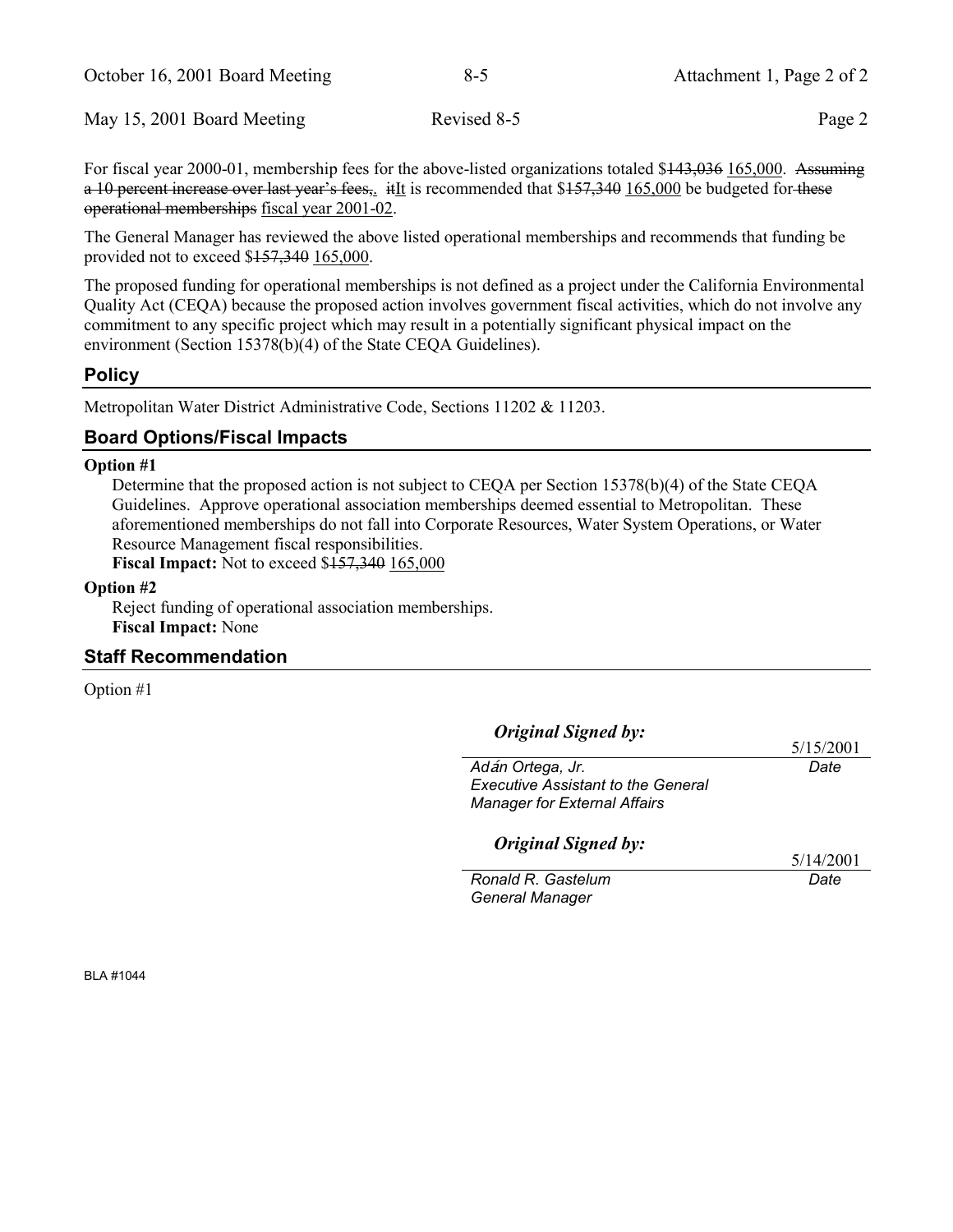For fiscal year 2000-01, membership fees for the above-listed organizations totaled $~~143,036~~ 165,000. ~~Assuming a 10 percent increase over last year's fees,~~. ~~it~~It is recommended that $~~157,340~~ 165,000 be budgeted for ~~these operational memberships~~ fiscal year 2001-02.

The General Manager has reviewed the above listed operational memberships and recommends that funding be provided not to exceed $~~157,340~~ 165,000.

The proposed funding for operational memberships is not defined as a project under the California Environmental Quality Act (CEQA) because the proposed action involves government fiscal activities, which do not involve any commitment to any specific project which may result in a potentially significant physical impact on the environment (Section 15378(b)(4) of the State CEQA Guidelines).

## Policy

Metropolitan Water District Administrative Code, Sections 11202 & 11203.

## Board Options/Fiscal Impacts

**Option #1**

Determine that the proposed action is not subject to CEQA per Section 15378(b)(4) of the State CEQA Guidelines. Approve operational association memberships deemed essential to Metropolitan. These aforementioned memberships do not fall into Corporate Resources, Water System Operations, or Water Resource Management fiscal responsibilities.
**Fiscal Impact:** Not to exceed $~~157,340~~ 165,000

**Option #2**

Reject funding of operational association memberships.
**Fiscal Impact:** None

## Staff Recommendation

Option #1

***Original Signed by:***

5/15/2001

*Adán Ortega, Jr.* — *Date*
*Executive Assistant to the General Manager for External Affairs*

***Original Signed by:***

5/14/2001

*Ronald R. Gastelum* — *Date*
*General Manager*

BLA #1044